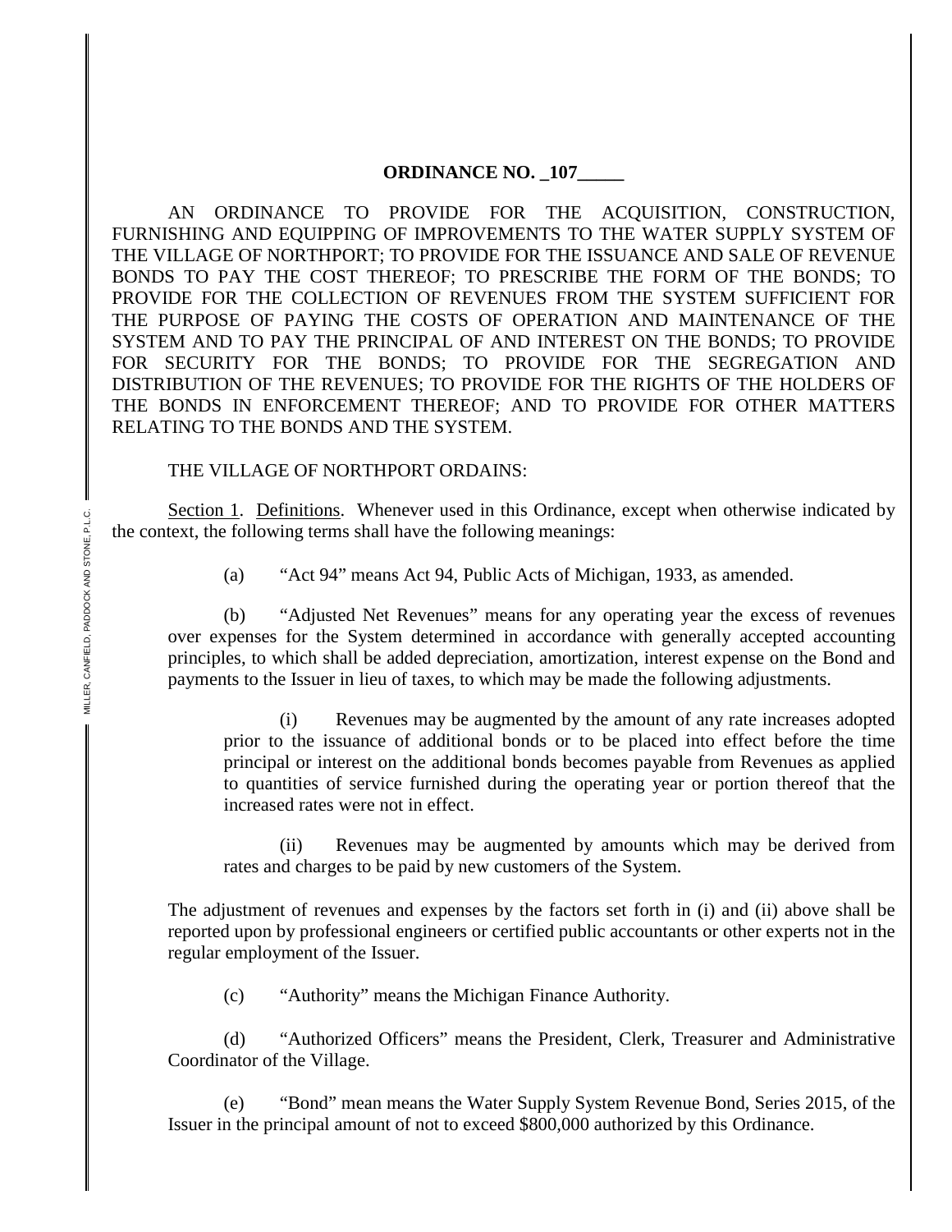**ORDINANCE NO. _107_____**

AN ORDINANCE TO PROVIDE FOR THE ACQUISITION, CONSTRUCTION, FURNISHING AND EQUIPPING OF IMPROVEMENTS TO THE WATER SUPPLY SYSTEM OF THE VILLAGE OF NORTHPORT; TO PROVIDE FOR THE ISSUANCE AND SALE OF REVENUE BONDS TO PAY THE COST THEREOF; TO PRESCRIBE THE FORM OF THE BONDS; TO PROVIDE FOR THE COLLECTION OF REVENUES FROM THE SYSTEM SUFFICIENT FOR THE PURPOSE OF PAYING THE COSTS OF OPERATION AND MAINTENANCE OF THE SYSTEM AND TO PAY THE PRINCIPAL OF AND INTEREST ON THE BONDS; TO PROVIDE FOR SECURITY FOR THE BONDS; TO PROVIDE FOR THE SEGREGATION AND DISTRIBUTION OF THE REVENUES; TO PROVIDE FOR THE RIGHTS OF THE HOLDERS OF THE BONDS IN ENFORCEMENT THEREOF; AND TO PROVIDE FOR OTHER MATTERS RELATING TO THE BONDS AND THE SYSTEM.

THE VILLAGE OF NORTHPORT ORDAINS:

Section 1. Definitions. Whenever used in this Ordinance, except when otherwise indicated by the context, the following terms shall have the following meanings:

(a) "Act 94" means Act 94, Public Acts of Michigan, 1933, as amended.

(b) "Adjusted Net Revenues" means for any operating year the excess of revenues over expenses for the System determined in accordance with generally accepted accounting principles, to which shall be added depreciation, amortization, interest expense on the Bond and payments to the Issuer in lieu of taxes, to which may be made the following adjustments.

(i) Revenues may be augmented by the amount of any rate increases adopted prior to the issuance of additional bonds or to be placed into effect before the time principal or interest on the additional bonds becomes payable from Revenues as applied to quantities of service furnished during the operating year or portion thereof that the increased rates were not in effect.

(ii) Revenues may be augmented by amounts which may be derived from rates and charges to be paid by new customers of the System.

The adjustment of revenues and expenses by the factors set forth in (i) and (ii) above shall be reported upon by professional engineers or certified public accountants or other experts not in the regular employment of the Issuer.

(c) "Authority" means the Michigan Finance Authority.

(d) "Authorized Officers" means the President, Clerk, Treasurer and Administrative Coordinator of the Village.

(e) "Bond" mean means the Water Supply System Revenue Bond, Series 2015, of the Issuer in the principal amount of not to exceed $800,000 authorized by this Ordinance.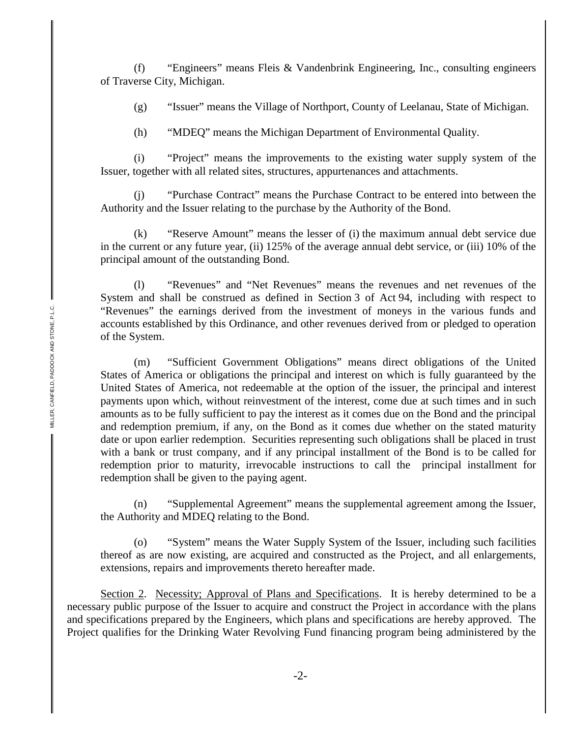(f) "Engineers" means Fleis & Vandenbrink Engineering, Inc., consulting engineers of Traverse City, Michigan.

(g) "Issuer" means the Village of Northport, County of Leelanau, State of Michigan.

(h) "MDEQ" means the Michigan Department of Environmental Quality.

(i) "Project" means the improvements to the existing water supply system of the Issuer, together with all related sites, structures, appurtenances and attachments.

(j) "Purchase Contract" means the Purchase Contract to be entered into between the Authority and the Issuer relating to the purchase by the Authority of the Bond.

(k) "Reserve Amount" means the lesser of (i) the maximum annual debt service due in the current or any future year, (ii) 125% of the average annual debt service, or (iii) 10% of the principal amount of the outstanding Bond.

(l) "Revenues" and "Net Revenues" means the revenues and net revenues of the System and shall be construed as defined in Section 3 of Act 94, including with respect to "Revenues" the earnings derived from the investment of moneys in the various funds and accounts established by this Ordinance, and other revenues derived from or pledged to operation of the System.

(m) "Sufficient Government Obligations" means direct obligations of the United States of America or obligations the principal and interest on which is fully guaranteed by the United States of America, not redeemable at the option of the issuer, the principal and interest payments upon which, without reinvestment of the interest, come due at such times and in such amounts as to be fully sufficient to pay the interest as it comes due on the Bond and the principal and redemption premium, if any, on the Bond as it comes due whether on the stated maturity date or upon earlier redemption. Securities representing such obligations shall be placed in trust with a bank or trust company, and if any principal installment of the Bond is to be called for redemption prior to maturity, irrevocable instructions to call the principal installment for redemption shall be given to the paying agent.

(n) "Supplemental Agreement" means the supplemental agreement among the Issuer, the Authority and MDEQ relating to the Bond.

(o) "System" means the Water Supply System of the Issuer, including such facilities thereof as are now existing, are acquired and constructed as the Project, and all enlargements, extensions, repairs and improvements thereto hereafter made.

Section 2. Necessity; Approval of Plans and Specifications. It is hereby determined to be a necessary public purpose of the Issuer to acquire and construct the Project in accordance with the plans and specifications prepared by the Engineers, which plans and specifications are hereby approved. The Project qualifies for the Drinking Water Revolving Fund financing program being administered by the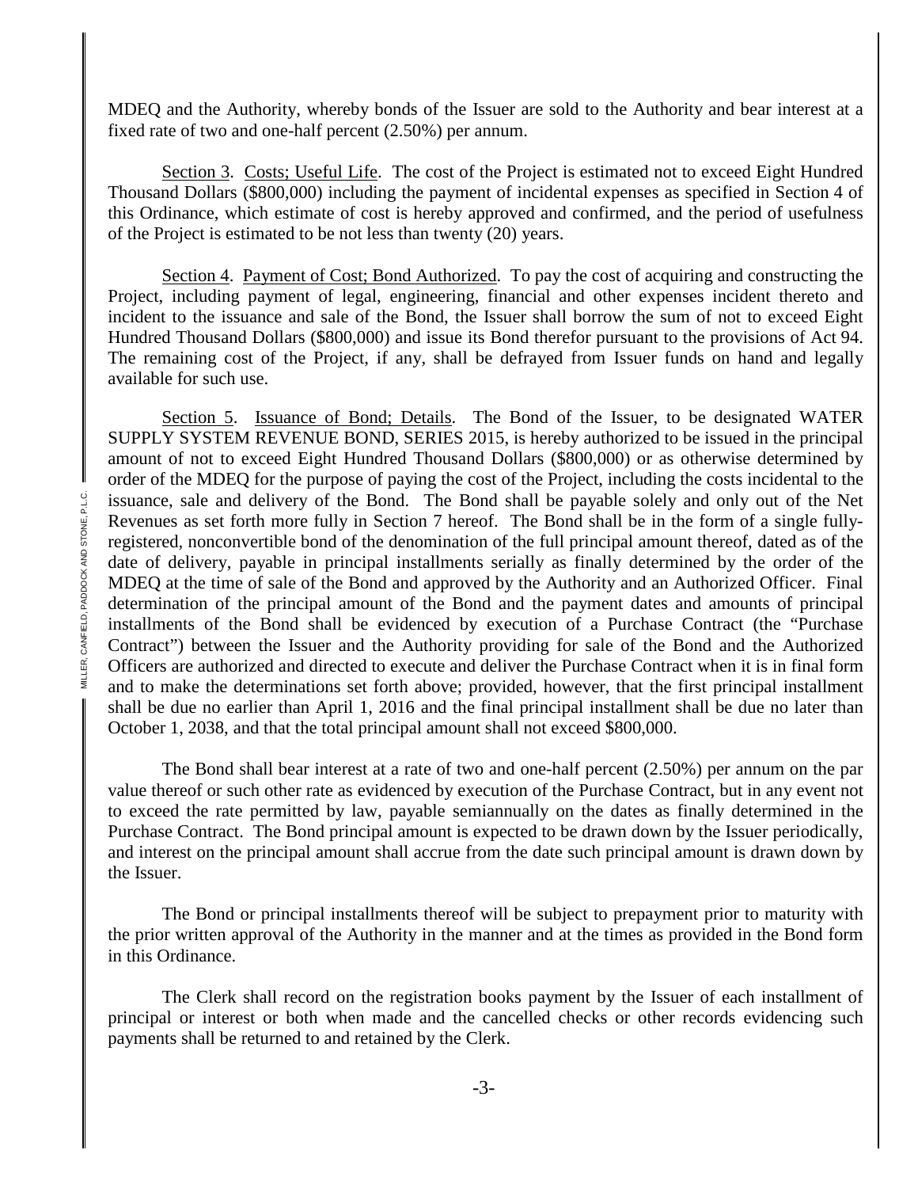MDEQ and the Authority, whereby bonds of the Issuer are sold to the Authority and bear interest at a fixed rate of two and one-half percent (2.50%) per annum.

Section 3. Costs; Useful Life. The cost of the Project is estimated not to exceed Eight Hundred Thousand Dollars ($800,000) including the payment of incidental expenses as specified in Section 4 of this Ordinance, which estimate of cost is hereby approved and confirmed, and the period of usefulness of the Project is estimated to be not less than twenty (20) years.

Section 4. Payment of Cost; Bond Authorized. To pay the cost of acquiring and constructing the Project, including payment of legal, engineering, financial and other expenses incident thereto and incident to the issuance and sale of the Bond, the Issuer shall borrow the sum of not to exceed Eight Hundred Thousand Dollars ($800,000) and issue its Bond therefor pursuant to the provisions of Act 94. The remaining cost of the Project, if any, shall be defrayed from Issuer funds on hand and legally available for such use.

Section 5. Issuance of Bond; Details. The Bond of the Issuer, to be designated WATER SUPPLY SYSTEM REVENUE BOND, SERIES 2015, is hereby authorized to be issued in the principal amount of not to exceed Eight Hundred Thousand Dollars ($800,000) or as otherwise determined by order of the MDEQ for the purpose of paying the cost of the Project, including the costs incidental to the issuance, sale and delivery of the Bond. The Bond shall be payable solely and only out of the Net Revenues as set forth more fully in Section 7 hereof. The Bond shall be in the form of a single fully-registered, nonconvertible bond of the denomination of the full principal amount thereof, dated as of the date of delivery, payable in principal installments serially as finally determined by the order of the MDEQ at the time of sale of the Bond and approved by the Authority and an Authorized Officer. Final determination of the principal amount of the Bond and the payment dates and amounts of principal installments of the Bond shall be evidenced by execution of a Purchase Contract (the "Purchase Contract") between the Issuer and the Authority providing for sale of the Bond and the Authorized Officers are authorized and directed to execute and deliver the Purchase Contract when it is in final form and to make the determinations set forth above; provided, however, that the first principal installment shall be due no earlier than April 1, 2016 and the final principal installment shall be due no later than October 1, 2038, and that the total principal amount shall not exceed $800,000.

The Bond shall bear interest at a rate of two and one-half percent (2.50%) per annum on the par value thereof or such other rate as evidenced by execution of the Purchase Contract, but in any event not to exceed the rate permitted by law, payable semiannually on the dates as finally determined in the Purchase Contract. The Bond principal amount is expected to be drawn down by the Issuer periodically, and interest on the principal amount shall accrue from the date such principal amount is drawn down by the Issuer.

The Bond or principal installments thereof will be subject to prepayment prior to maturity with the prior written approval of the Authority in the manner and at the times as provided in the Bond form in this Ordinance.

The Clerk shall record on the registration books payment by the Issuer of each installment of principal or interest or both when made and the cancelled checks or other records evidencing such payments shall be returned to and retained by the Clerk.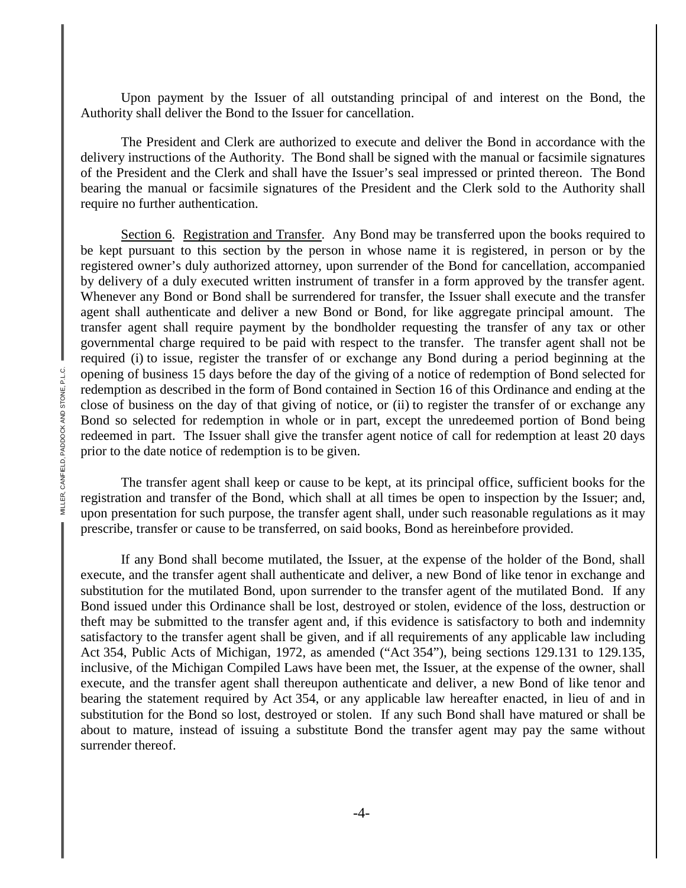Upon payment by the Issuer of all outstanding principal of and interest on the Bond, the Authority shall deliver the Bond to the Issuer for cancellation.

The President and Clerk are authorized to execute and deliver the Bond in accordance with the delivery instructions of the Authority. The Bond shall be signed with the manual or facsimile signatures of the President and the Clerk and shall have the Issuer's seal impressed or printed thereon. The Bond bearing the manual or facsimile signatures of the President and the Clerk sold to the Authority shall require no further authentication.

Section 6. Registration and Transfer. Any Bond may be transferred upon the books required to be kept pursuant to this section by the person in whose name it is registered, in person or by the registered owner's duly authorized attorney, upon surrender of the Bond for cancellation, accompanied by delivery of a duly executed written instrument of transfer in a form approved by the transfer agent. Whenever any Bond or Bond shall be surrendered for transfer, the Issuer shall execute and the transfer agent shall authenticate and deliver a new Bond or Bond, for like aggregate principal amount. The transfer agent shall require payment by the bondholder requesting the transfer of any tax or other governmental charge required to be paid with respect to the transfer. The transfer agent shall not be required (i) to issue, register the transfer of or exchange any Bond during a period beginning at the opening of business 15 days before the day of the giving of a notice of redemption of Bond selected for redemption as described in the form of Bond contained in Section 16 of this Ordinance and ending at the close of business on the day of that giving of notice, or (ii) to register the transfer of or exchange any Bond so selected for redemption in whole or in part, except the unredeemed portion of Bond being redeemed in part. The Issuer shall give the transfer agent notice of call for redemption at least 20 days prior to the date notice of redemption is to be given.

The transfer agent shall keep or cause to be kept, at its principal office, sufficient books for the registration and transfer of the Bond, which shall at all times be open to inspection by the Issuer; and, upon presentation for such purpose, the transfer agent shall, under such reasonable regulations as it may prescribe, transfer or cause to be transferred, on said books, Bond as hereinbefore provided.

If any Bond shall become mutilated, the Issuer, at the expense of the holder of the Bond, shall execute, and the transfer agent shall authenticate and deliver, a new Bond of like tenor in exchange and substitution for the mutilated Bond, upon surrender to the transfer agent of the mutilated Bond. If any Bond issued under this Ordinance shall be lost, destroyed or stolen, evidence of the loss, destruction or theft may be submitted to the transfer agent and, if this evidence is satisfactory to both and indemnity satisfactory to the transfer agent shall be given, and if all requirements of any applicable law including Act 354, Public Acts of Michigan, 1972, as amended ("Act 354"), being sections 129.131 to 129.135, inclusive, of the Michigan Compiled Laws have been met, the Issuer, at the expense of the owner, shall execute, and the transfer agent shall thereupon authenticate and deliver, a new Bond of like tenor and bearing the statement required by Act 354, or any applicable law hereafter enacted, in lieu of and in substitution for the Bond so lost, destroyed or stolen. If any such Bond shall have matured or shall be about to mature, instead of issuing a substitute Bond the transfer agent may pay the same without surrender thereof.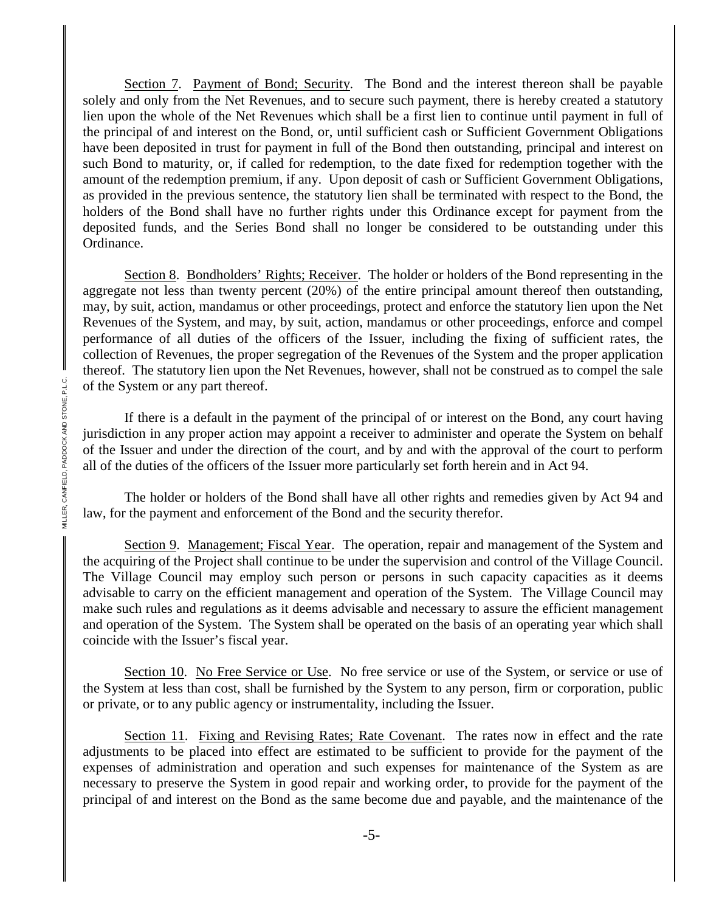Section 7. Payment of Bond; Security. The Bond and the interest thereon shall be payable solely and only from the Net Revenues, and to secure such payment, there is hereby created a statutory lien upon the whole of the Net Revenues which shall be a first lien to continue until payment in full of the principal of and interest on the Bond, or, until sufficient cash or Sufficient Government Obligations have been deposited in trust for payment in full of the Bond then outstanding, principal and interest on such Bond to maturity, or, if called for redemption, to the date fixed for redemption together with the amount of the redemption premium, if any. Upon deposit of cash or Sufficient Government Obligations, as provided in the previous sentence, the statutory lien shall be terminated with respect to the Bond, the holders of the Bond shall have no further rights under this Ordinance except for payment from the deposited funds, and the Series Bond shall no longer be considered to be outstanding under this Ordinance.

Section 8. Bondholders' Rights; Receiver. The holder or holders of the Bond representing in the aggregate not less than twenty percent (20%) of the entire principal amount thereof then outstanding, may, by suit, action, mandamus or other proceedings, protect and enforce the statutory lien upon the Net Revenues of the System, and may, by suit, action, mandamus or other proceedings, enforce and compel performance of all duties of the officers of the Issuer, including the fixing of sufficient rates, the collection of Revenues, the proper segregation of the Revenues of the System and the proper application thereof. The statutory lien upon the Net Revenues, however, shall not be construed as to compel the sale of the System or any part thereof.

If there is a default in the payment of the principal of or interest on the Bond, any court having jurisdiction in any proper action may appoint a receiver to administer and operate the System on behalf of the Issuer and under the direction of the court, and by and with the approval of the court to perform all of the duties of the officers of the Issuer more particularly set forth herein and in Act 94.

The holder or holders of the Bond shall have all other rights and remedies given by Act 94 and law, for the payment and enforcement of the Bond and the security therefor.

Section 9. Management; Fiscal Year. The operation, repair and management of the System and the acquiring of the Project shall continue to be under the supervision and control of the Village Council. The Village Council may employ such person or persons in such capacity capacities as it deems advisable to carry on the efficient management and operation of the System. The Village Council may make such rules and regulations as it deems advisable and necessary to assure the efficient management and operation of the System. The System shall be operated on the basis of an operating year which shall coincide with the Issuer's fiscal year.

Section 10. No Free Service or Use. No free service or use of the System, or service or use of the System at less than cost, shall be furnished by the System to any person, firm or corporation, public or private, or to any public agency or instrumentality, including the Issuer.

Section 11. Fixing and Revising Rates; Rate Covenant. The rates now in effect and the rate adjustments to be placed into effect are estimated to be sufficient to provide for the payment of the expenses of administration and operation and such expenses for maintenance of the System as are necessary to preserve the System in good repair and working order, to provide for the payment of the principal of and interest on the Bond as the same become due and payable, and the maintenance of the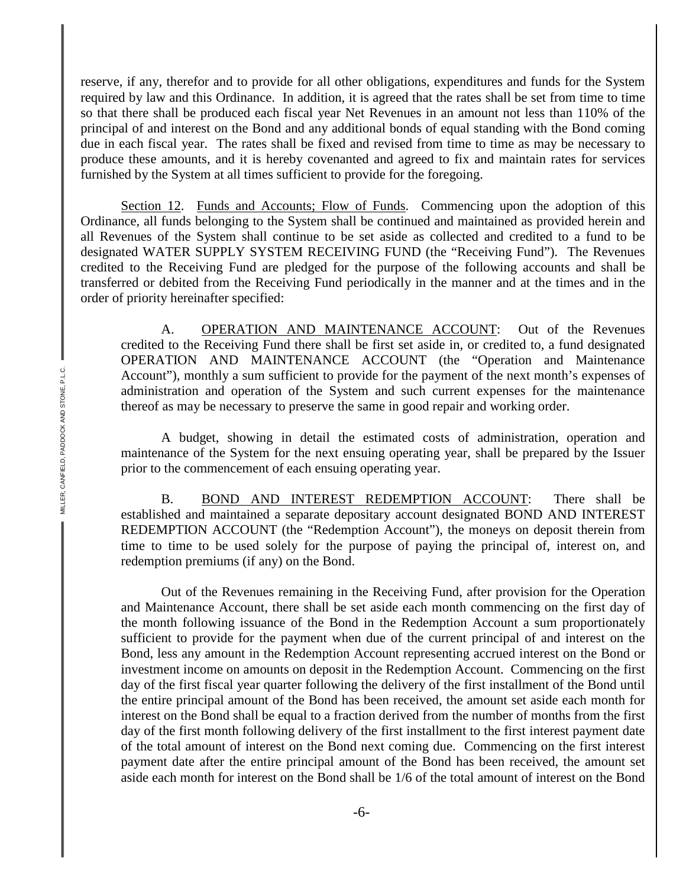reserve, if any, therefor and to provide for all other obligations, expenditures and funds for the System required by law and this Ordinance. In addition, it is agreed that the rates shall be set from time to time so that there shall be produced each fiscal year Net Revenues in an amount not less than 110% of the principal of and interest on the Bond and any additional bonds of equal standing with the Bond coming due in each fiscal year. The rates shall be fixed and revised from time to time as may be necessary to produce these amounts, and it is hereby covenanted and agreed to fix and maintain rates for services furnished by the System at all times sufficient to provide for the foregoing.

Section 12. Funds and Accounts; Flow of Funds. Commencing upon the adoption of this Ordinance, all funds belonging to the System shall be continued and maintained as provided herein and all Revenues of the System shall continue to be set aside as collected and credited to a fund to be designated WATER SUPPLY SYSTEM RECEIVING FUND (the "Receiving Fund"). The Revenues credited to the Receiving Fund are pledged for the purpose of the following accounts and shall be transferred or debited from the Receiving Fund periodically in the manner and at the times and in the order of priority hereinafter specified:

A. OPERATION AND MAINTENANCE ACCOUNT: Out of the Revenues credited to the Receiving Fund there shall be first set aside in, or credited to, a fund designated OPERATION AND MAINTENANCE ACCOUNT (the "Operation and Maintenance Account"), monthly a sum sufficient to provide for the payment of the next month's expenses of administration and operation of the System and such current expenses for the maintenance thereof as may be necessary to preserve the same in good repair and working order.

A budget, showing in detail the estimated costs of administration, operation and maintenance of the System for the next ensuing operating year, shall be prepared by the Issuer prior to the commencement of each ensuing operating year.

B. BOND AND INTEREST REDEMPTION ACCOUNT: There shall be established and maintained a separate depositary account designated BOND AND INTEREST REDEMPTION ACCOUNT (the "Redemption Account"), the moneys on deposit therein from time to time to be used solely for the purpose of paying the principal of, interest on, and redemption premiums (if any) on the Bond.

Out of the Revenues remaining in the Receiving Fund, after provision for the Operation and Maintenance Account, there shall be set aside each month commencing on the first day of the month following issuance of the Bond in the Redemption Account a sum proportionately sufficient to provide for the payment when due of the current principal of and interest on the Bond, less any amount in the Redemption Account representing accrued interest on the Bond or investment income on amounts on deposit in the Redemption Account. Commencing on the first day of the first fiscal year quarter following the delivery of the first installment of the Bond until the entire principal amount of the Bond has been received, the amount set aside each month for interest on the Bond shall be equal to a fraction derived from the number of months from the first day of the first month following delivery of the first installment to the first interest payment date of the total amount of interest on the Bond next coming due. Commencing on the first interest payment date after the entire principal amount of the Bond has been received, the amount set aside each month for interest on the Bond shall be 1/6 of the total amount of interest on the Bond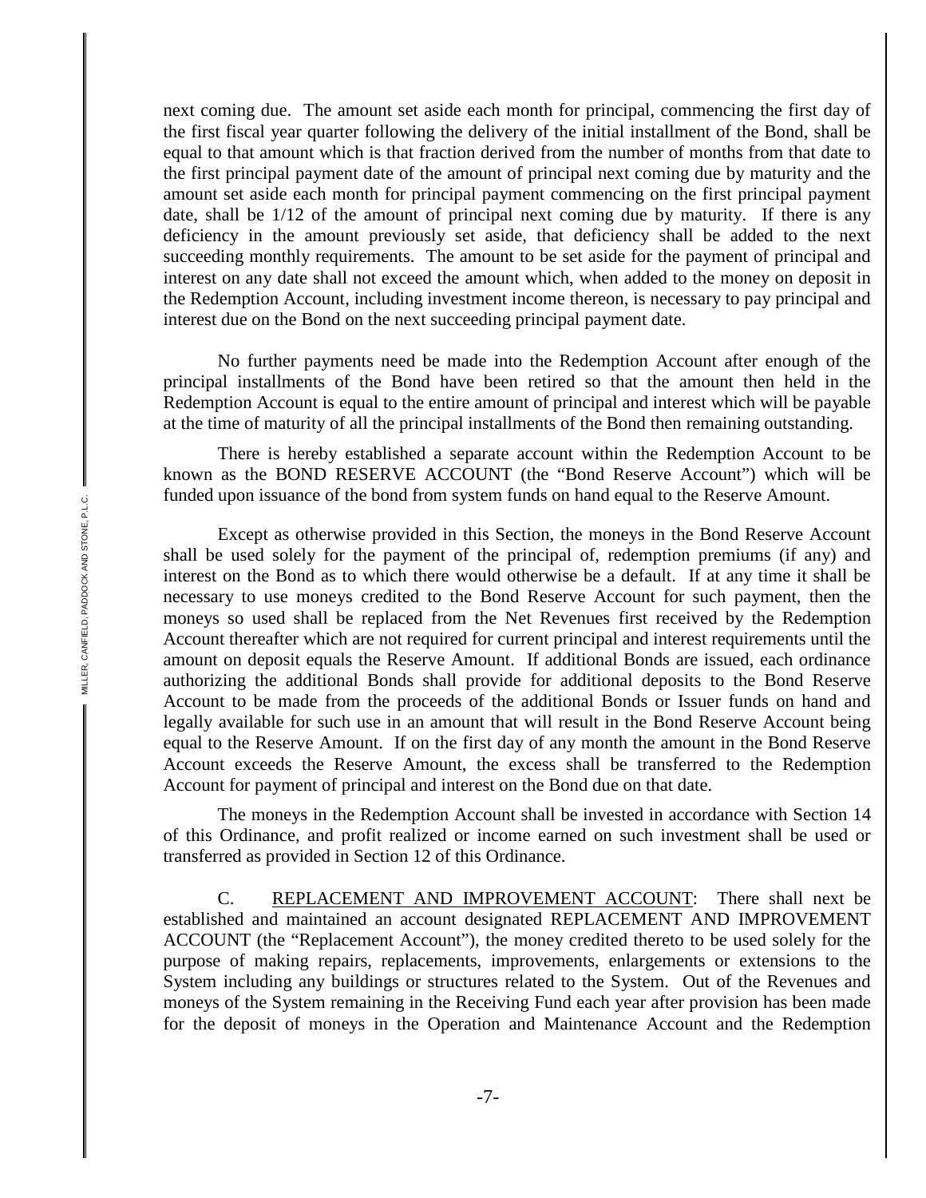next coming due. The amount set aside each month for principal, commencing the first day of the first fiscal year quarter following the delivery of the initial installment of the Bond, shall be equal to that amount which is that fraction derived from the number of months from that date to the first principal payment date of the amount of principal next coming due by maturity and the amount set aside each month for principal payment commencing on the first principal payment date, shall be 1/12 of the amount of principal next coming due by maturity. If there is any deficiency in the amount previously set aside, that deficiency shall be added to the next succeeding monthly requirements. The amount to be set aside for the payment of principal and interest on any date shall not exceed the amount which, when added to the money on deposit in the Redemption Account, including investment income thereon, is necessary to pay principal and interest due on the Bond on the next succeeding principal payment date.

No further payments need be made into the Redemption Account after enough of the principal installments of the Bond have been retired so that the amount then held in the Redemption Account is equal to the entire amount of principal and interest which will be payable at the time of maturity of all the principal installments of the Bond then remaining outstanding.

There is hereby established a separate account within the Redemption Account to be known as the BOND RESERVE ACCOUNT (the "Bond Reserve Account") which will be funded upon issuance of the bond from system funds on hand equal to the Reserve Amount.

Except as otherwise provided in this Section, the moneys in the Bond Reserve Account shall be used solely for the payment of the principal of, redemption premiums (if any) and interest on the Bond as to which there would otherwise be a default. If at any time it shall be necessary to use moneys credited to the Bond Reserve Account for such payment, then the moneys so used shall be replaced from the Net Revenues first received by the Redemption Account thereafter which are not required for current principal and interest requirements until the amount on deposit equals the Reserve Amount. If additional Bonds are issued, each ordinance authorizing the additional Bonds shall provide for additional deposits to the Bond Reserve Account to be made from the proceeds of the additional Bonds or Issuer funds on hand and legally available for such use in an amount that will result in the Bond Reserve Account being equal to the Reserve Amount. If on the first day of any month the amount in the Bond Reserve Account exceeds the Reserve Amount, the excess shall be transferred to the Redemption Account for payment of principal and interest on the Bond due on that date.

The moneys in the Redemption Account shall be invested in accordance with Section 14 of this Ordinance, and profit realized or income earned on such investment shall be used or transferred as provided in Section 12 of this Ordinance.

C. REPLACEMENT AND IMPROVEMENT ACCOUNT: There shall next be established and maintained an account designated REPLACEMENT AND IMPROVEMENT ACCOUNT (the "Replacement Account"), the money credited thereto to be used solely for the purpose of making repairs, replacements, improvements, enlargements or extensions to the System including any buildings or structures related to the System. Out of the Revenues and moneys of the System remaining in the Receiving Fund each year after provision has been made for the deposit of moneys in the Operation and Maintenance Account and the Redemption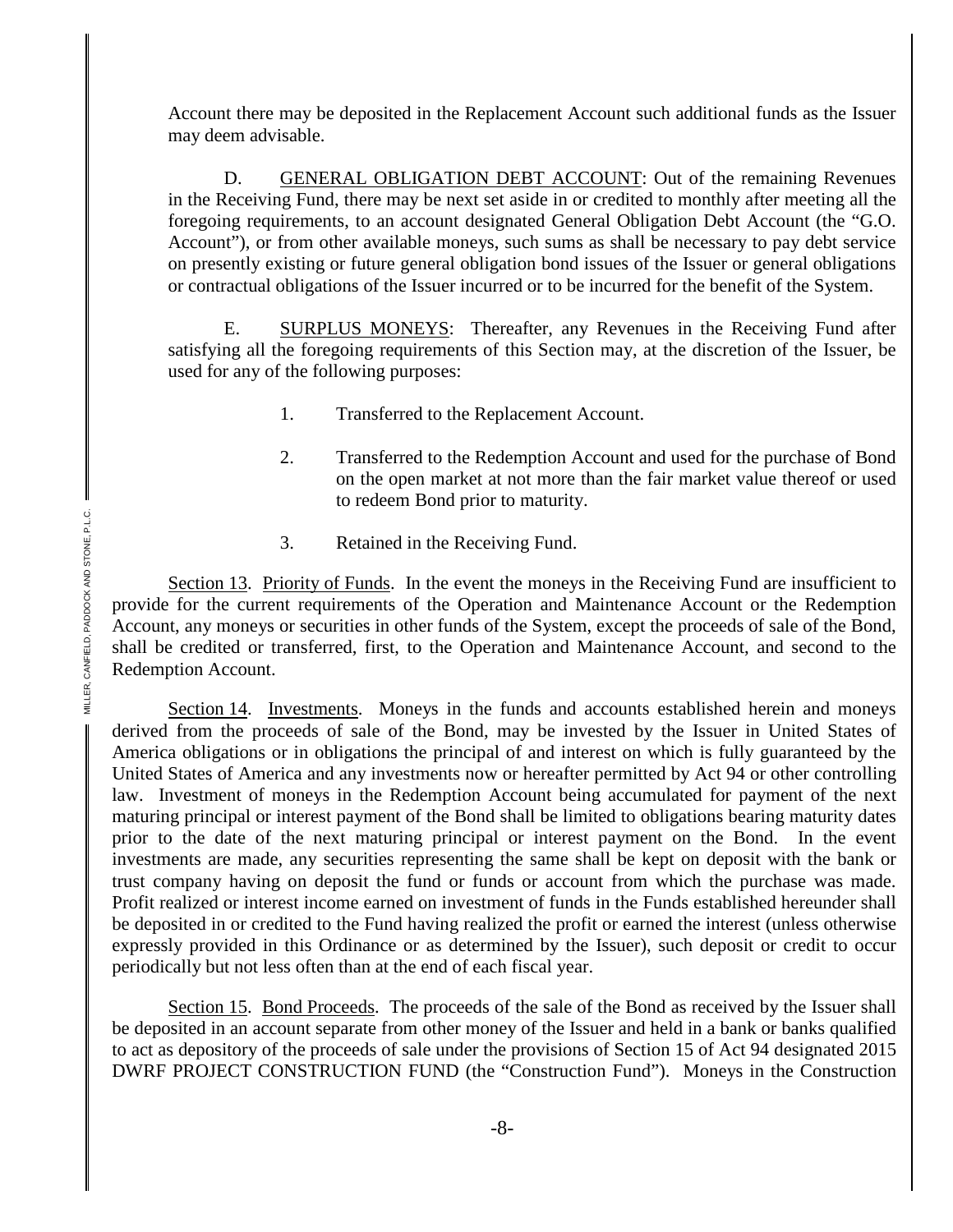Account there may be deposited in the Replacement Account such additional funds as the Issuer may deem advisable.

D. GENERAL OBLIGATION DEBT ACCOUNT: Out of the remaining Revenues in the Receiving Fund, there may be next set aside in or credited to monthly after meeting all the foregoing requirements, to an account designated General Obligation Debt Account (the "G.O. Account"), or from other available moneys, such sums as shall be necessary to pay debt service on presently existing or future general obligation bond issues of the Issuer or general obligations or contractual obligations of the Issuer incurred or to be incurred for the benefit of the System.

E. SURPLUS MONEYS: Thereafter, any Revenues in the Receiving Fund after satisfying all the foregoing requirements of this Section may, at the discretion of the Issuer, be used for any of the following purposes:

1. Transferred to the Replacement Account.

2. Transferred to the Redemption Account and used for the purchase of Bond on the open market at not more than the fair market value thereof or used to redeem Bond prior to maturity.

3. Retained in the Receiving Fund.

Section 13. Priority of Funds. In the event the moneys in the Receiving Fund are insufficient to provide for the current requirements of the Operation and Maintenance Account or the Redemption Account, any moneys or securities in other funds of the System, except the proceeds of sale of the Bond, shall be credited or transferred, first, to the Operation and Maintenance Account, and second to the Redemption Account.

Section 14. Investments. Moneys in the funds and accounts established herein and moneys derived from the proceeds of sale of the Bond, may be invested by the Issuer in United States of America obligations or in obligations the principal of and interest on which is fully guaranteed by the United States of America and any investments now or hereafter permitted by Act 94 or other controlling law. Investment of moneys in the Redemption Account being accumulated for payment of the next maturing principal or interest payment of the Bond shall be limited to obligations bearing maturity dates prior to the date of the next maturing principal or interest payment on the Bond. In the event investments are made, any securities representing the same shall be kept on deposit with the bank or trust company having on deposit the fund or funds or account from which the purchase was made. Profit realized or interest income earned on investment of funds in the Funds established hereunder shall be deposited in or credited to the Fund having realized the profit or earned the interest (unless otherwise expressly provided in this Ordinance or as determined by the Issuer), such deposit or credit to occur periodically but not less often than at the end of each fiscal year.

Section 15. Bond Proceeds. The proceeds of the sale of the Bond as received by the Issuer shall be deposited in an account separate from other money of the Issuer and held in a bank or banks qualified to act as depository of the proceeds of sale under the provisions of Section 15 of Act 94 designated 2015 DWRF PROJECT CONSTRUCTION FUND (the "Construction Fund"). Moneys in the Construction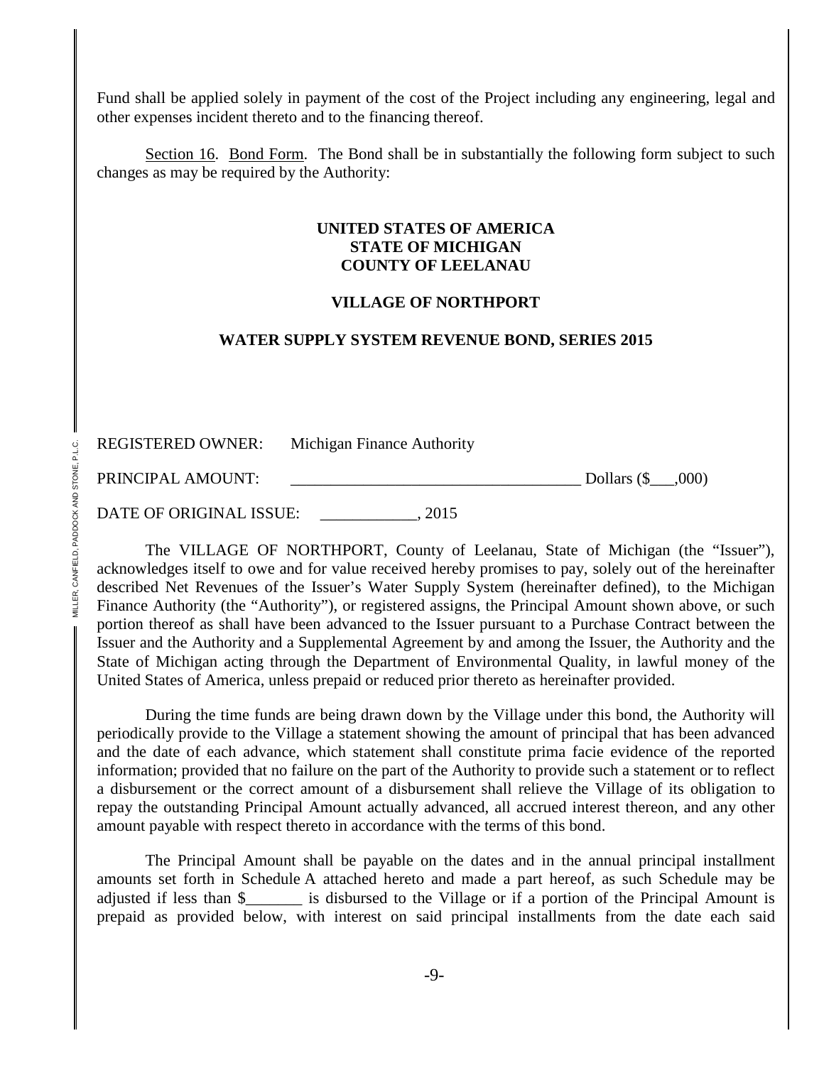Fund shall be applied solely in payment of the cost of the Project including any engineering, legal and other expenses incident thereto and to the financing thereof.

Section 16. Bond Form. The Bond shall be in substantially the following form subject to such changes as may be required by the Authority:

**UNITED STATES OF AMERICA**
**STATE OF MICHIGAN**
**COUNTY OF LEELANAU**

**VILLAGE OF NORTHPORT**

**WATER SUPPLY SYSTEM REVENUE BOND, SERIES 2015**

REGISTERED OWNER: Michigan Finance Authority

PRINCIPAL AMOUNT: ___________________________________ Dollars ($___,000)

DATE OF ORIGINAL ISSUE: ____________, 2015

The VILLAGE OF NORTHPORT, County of Leelanau, State of Michigan (the "Issuer"), acknowledges itself to owe and for value received hereby promises to pay, solely out of the hereinafter described Net Revenues of the Issuer's Water Supply System (hereinafter defined), to the Michigan Finance Authority (the "Authority"), or registered assigns, the Principal Amount shown above, or such portion thereof as shall have been advanced to the Issuer pursuant to a Purchase Contract between the Issuer and the Authority and a Supplemental Agreement by and among the Issuer, the Authority and the State of Michigan acting through the Department of Environmental Quality, in lawful money of the United States of America, unless prepaid or reduced prior thereto as hereinafter provided.

During the time funds are being drawn down by the Village under this bond, the Authority will periodically provide to the Village a statement showing the amount of principal that has been advanced and the date of each advance, which statement shall constitute prima facie evidence of the reported information; provided that no failure on the part of the Authority to provide such a statement or to reflect a disbursement or the correct amount of a disbursement shall relieve the Village of its obligation to repay the outstanding Principal Amount actually advanced, all accrued interest thereon, and any other amount payable with respect thereto in accordance with the terms of this bond.

The Principal Amount shall be payable on the dates and in the annual principal installment amounts set forth in Schedule A attached hereto and made a part hereof, as such Schedule may be adjusted if less than $_______ is disbursed to the Village or if a portion of the Principal Amount is prepaid as provided below, with interest on said principal installments from the date each said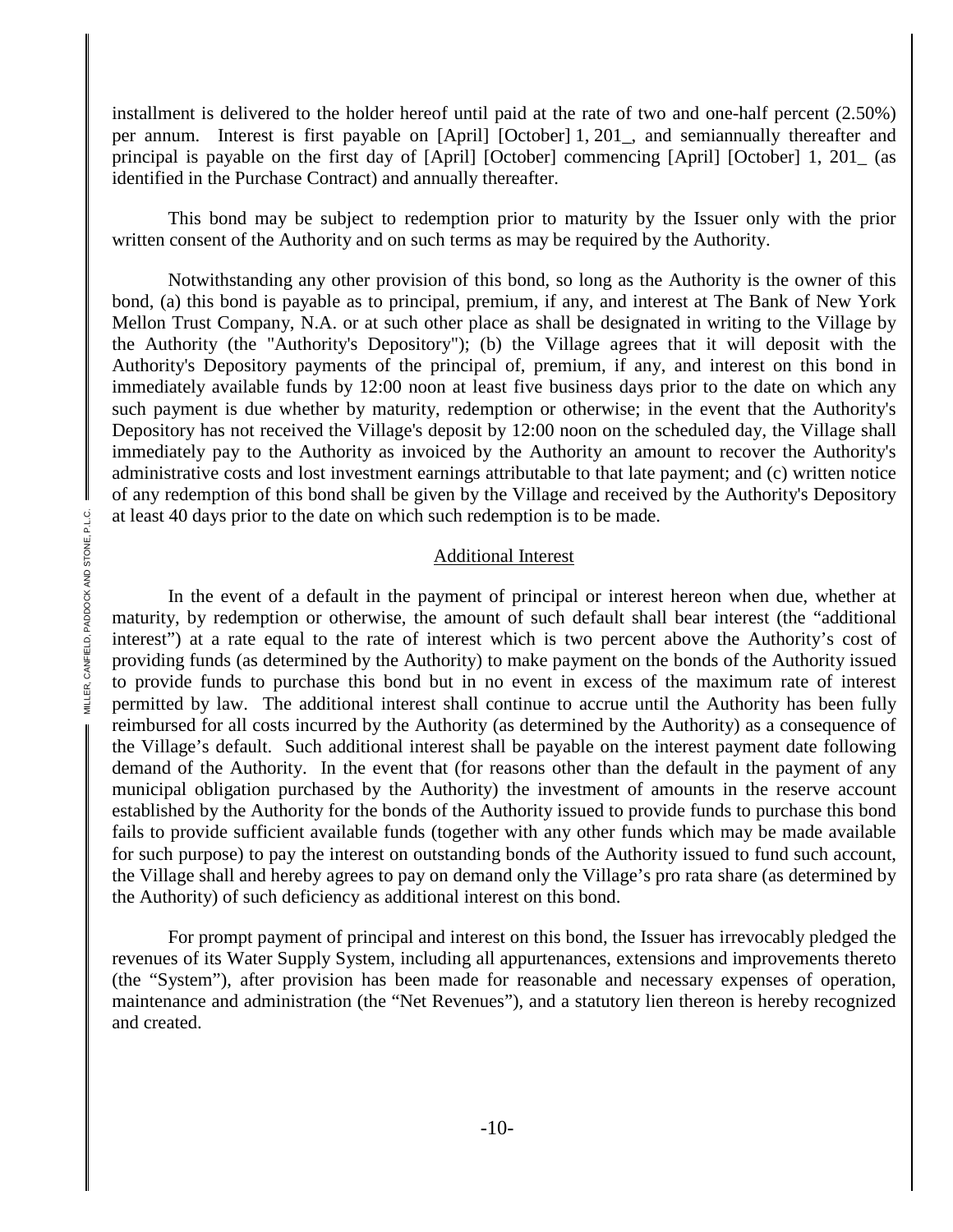installment is delivered to the holder hereof until paid at the rate of two and one-half percent (2.50%) per annum. Interest is first payable on [April] [October] 1, 201_, and semiannually thereafter and principal is payable on the first day of [April] [October] commencing [April] [October] 1, 201_ (as identified in the Purchase Contract) and annually thereafter.

This bond may be subject to redemption prior to maturity by the Issuer only with the prior written consent of the Authority and on such terms as may be required by the Authority.

Notwithstanding any other provision of this bond, so long as the Authority is the owner of this bond, (a) this bond is payable as to principal, premium, if any, and interest at The Bank of New York Mellon Trust Company, N.A. or at such other place as shall be designated in writing to the Village by the Authority (the "Authority's Depository"); (b) the Village agrees that it will deposit with the Authority's Depository payments of the principal of, premium, if any, and interest on this bond in immediately available funds by 12:00 noon at least five business days prior to the date on which any such payment is due whether by maturity, redemption or otherwise; in the event that the Authority's Depository has not received the Village's deposit by 12:00 noon on the scheduled day, the Village shall immediately pay to the Authority as invoiced by the Authority an amount to recover the Authority's administrative costs and lost investment earnings attributable to that late payment; and (c) written notice of any redemption of this bond shall be given by the Village and received by the Authority's Depository at least 40 days prior to the date on which such redemption is to be made.

## Additional Interest

In the event of a default in the payment of principal or interest hereon when due, whether at maturity, by redemption or otherwise, the amount of such default shall bear interest (the "additional interest") at a rate equal to the rate of interest which is two percent above the Authority's cost of providing funds (as determined by the Authority) to make payment on the bonds of the Authority issued to provide funds to purchase this bond but in no event in excess of the maximum rate of interest permitted by law. The additional interest shall continue to accrue until the Authority has been fully reimbursed for all costs incurred by the Authority (as determined by the Authority) as a consequence of the Village's default. Such additional interest shall be payable on the interest payment date following demand of the Authority. In the event that (for reasons other than the default in the payment of any municipal obligation purchased by the Authority) the investment of amounts in the reserve account established by the Authority for the bonds of the Authority issued to provide funds to purchase this bond fails to provide sufficient available funds (together with any other funds which may be made available for such purpose) to pay the interest on outstanding bonds of the Authority issued to fund such account, the Village shall and hereby agrees to pay on demand only the Village's pro rata share (as determined by the Authority) of such deficiency as additional interest on this bond.

For prompt payment of principal and interest on this bond, the Issuer has irrevocably pledged the revenues of its Water Supply System, including all appurtenances, extensions and improvements thereto (the "System"), after provision has been made for reasonable and necessary expenses of operation, maintenance and administration (the "Net Revenues"), and a statutory lien thereon is hereby recognized and created.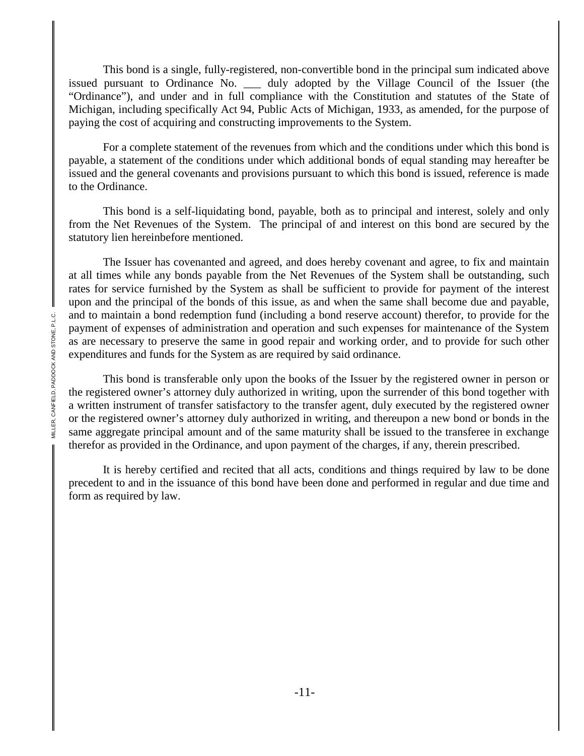This bond is a single, fully-registered, non-convertible bond in the principal sum indicated above issued pursuant to Ordinance No. ___ duly adopted by the Village Council of the Issuer (the "Ordinance"), and under and in full compliance with the Constitution and statutes of the State of Michigan, including specifically Act 94, Public Acts of Michigan, 1933, as amended, for the purpose of paying the cost of acquiring and constructing improvements to the System.

For a complete statement of the revenues from which and the conditions under which this bond is payable, a statement of the conditions under which additional bonds of equal standing may hereafter be issued and the general covenants and provisions pursuant to which this bond is issued, reference is made to the Ordinance.

This bond is a self-liquidating bond, payable, both as to principal and interest, solely and only from the Net Revenues of the System. The principal of and interest on this bond are secured by the statutory lien hereinbefore mentioned.

The Issuer has covenanted and agreed, and does hereby covenant and agree, to fix and maintain at all times while any bonds payable from the Net Revenues of the System shall be outstanding, such rates for service furnished by the System as shall be sufficient to provide for payment of the interest upon and the principal of the bonds of this issue, as and when the same shall become due and payable, and to maintain a bond redemption fund (including a bond reserve account) therefor, to provide for the payment of expenses of administration and operation and such expenses for maintenance of the System as are necessary to preserve the same in good repair and working order, and to provide for such other expenditures and funds for the System as are required by said ordinance.

This bond is transferable only upon the books of the Issuer by the registered owner in person or the registered owner's attorney duly authorized in writing, upon the surrender of this bond together with a written instrument of transfer satisfactory to the transfer agent, duly executed by the registered owner or the registered owner's attorney duly authorized in writing, and thereupon a new bond or bonds in the same aggregate principal amount and of the same maturity shall be issued to the transferee in exchange therefor as provided in the Ordinance, and upon payment of the charges, if any, therein prescribed.

It is hereby certified and recited that all acts, conditions and things required by law to be done precedent to and in the issuance of this bond have been done and performed in regular and due time and form as required by law.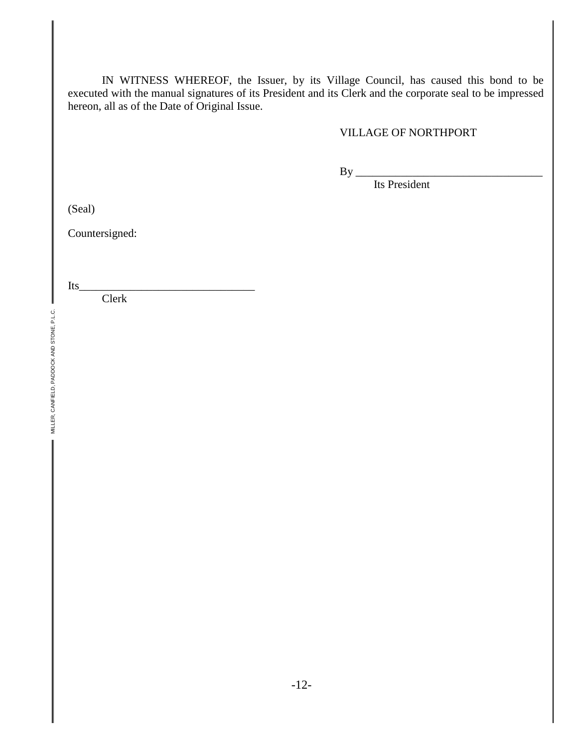IN WITNESS WHEREOF, the Issuer, by its Village Council, has caused this bond to be executed with the manual signatures of its President and its Clerk and the corporate seal to be impressed hereon, all as of the Date of Original Issue.

VILLAGE OF NORTHPORT

By ________________________________
Its President

(Seal)

Countersigned:

Its______________________________
Clerk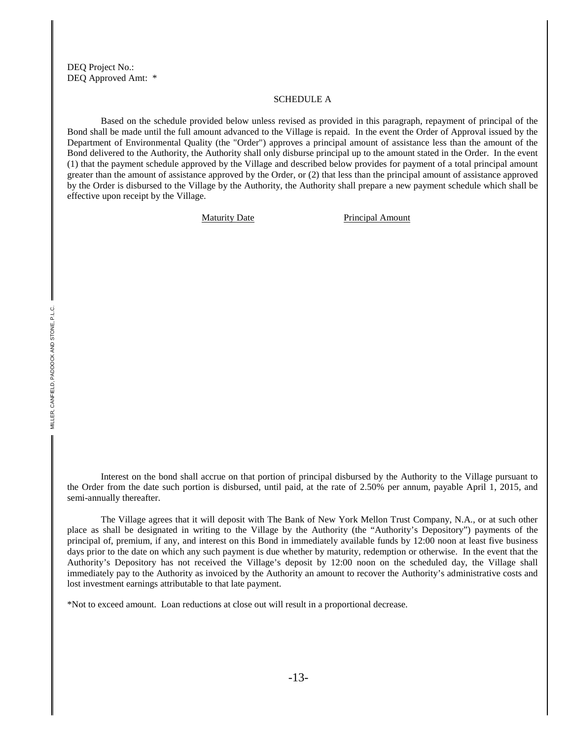DEQ Project No.:
DEQ Approved Amt: *

## SCHEDULE A

Based on the schedule provided below unless revised as provided in this paragraph, repayment of principal of the Bond shall be made until the full amount advanced to the Village is repaid. In the event the Order of Approval issued by the Department of Environmental Quality (the "Order") approves a principal amount of assistance less than the amount of the Bond delivered to the Authority, the Authority shall only disburse principal up to the amount stated in the Order. In the event (1) that the payment schedule approved by the Village and described below provides for payment of a total principal amount greater than the amount of assistance approved by the Order, or (2) that less than the principal amount of assistance approved by the Order is disbursed to the Village by the Authority, the Authority shall prepare a new payment schedule which shall be effective upon receipt by the Village.

| Maturity Date | Principal Amount |
|---|---|

Interest on the bond shall accrue on that portion of principal disbursed by the Authority to the Village pursuant to the Order from the date such portion is disbursed, until paid, at the rate of 2.50% per annum, payable April 1, 2015, and semi-annually thereafter.

The Village agrees that it will deposit with The Bank of New York Mellon Trust Company, N.A., or at such other place as shall be designated in writing to the Village by the Authority (the "Authority's Depository") payments of the principal of, premium, if any, and interest on this Bond in immediately available funds by 12:00 noon at least five business days prior to the date on which any such payment is due whether by maturity, redemption or otherwise. In the event that the Authority's Depository has not received the Village's deposit by 12:00 noon on the scheduled day, the Village shall immediately pay to the Authority as invoiced by the Authority an amount to recover the Authority's administrative costs and lost investment earnings attributable to that late payment.

*Not to exceed amount. Loan reductions at close out will result in a proportional decrease.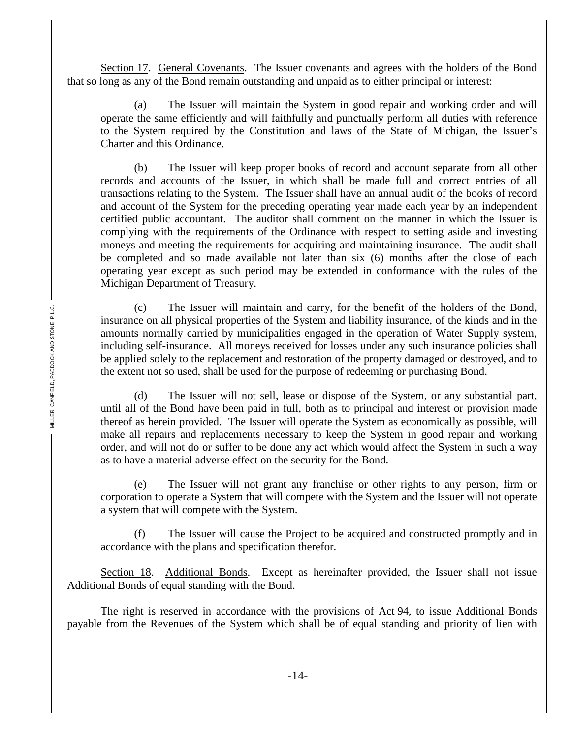Section 17. General Covenants. The Issuer covenants and agrees with the holders of the Bond that so long as any of the Bond remain outstanding and unpaid as to either principal or interest:

(a) The Issuer will maintain the System in good repair and working order and will operate the same efficiently and will faithfully and punctually perform all duties with reference to the System required by the Constitution and laws of the State of Michigan, the Issuer's Charter and this Ordinance.

(b) The Issuer will keep proper books of record and account separate from all other records and accounts of the Issuer, in which shall be made full and correct entries of all transactions relating to the System. The Issuer shall have an annual audit of the books of record and account of the System for the preceding operating year made each year by an independent certified public accountant. The auditor shall comment on the manner in which the Issuer is complying with the requirements of the Ordinance with respect to setting aside and investing moneys and meeting the requirements for acquiring and maintaining insurance. The audit shall be completed and so made available not later than six (6) months after the close of each operating year except as such period may be extended in conformance with the rules of the Michigan Department of Treasury.

(c) The Issuer will maintain and carry, for the benefit of the holders of the Bond, insurance on all physical properties of the System and liability insurance, of the kinds and in the amounts normally carried by municipalities engaged in the operation of Water Supply system, including self-insurance. All moneys received for losses under any such insurance policies shall be applied solely to the replacement and restoration of the property damaged or destroyed, and to the extent not so used, shall be used for the purpose of redeeming or purchasing Bond.

(d) The Issuer will not sell, lease or dispose of the System, or any substantial part, until all of the Bond have been paid in full, both as to principal and interest or provision made thereof as herein provided. The Issuer will operate the System as economically as possible, will make all repairs and replacements necessary to keep the System in good repair and working order, and will not do or suffer to be done any act which would affect the System in such a way as to have a material adverse effect on the security for the Bond.

(e) The Issuer will not grant any franchise or other rights to any person, firm or corporation to operate a System that will compete with the System and the Issuer will not operate a system that will compete with the System.

(f) The Issuer will cause the Project to be acquired and constructed promptly and in accordance with the plans and specification therefor.

Section 18. Additional Bonds. Except as hereinafter provided, the Issuer shall not issue Additional Bonds of equal standing with the Bond.

The right is reserved in accordance with the provisions of Act 94, to issue Additional Bonds payable from the Revenues of the System which shall be of equal standing and priority of lien with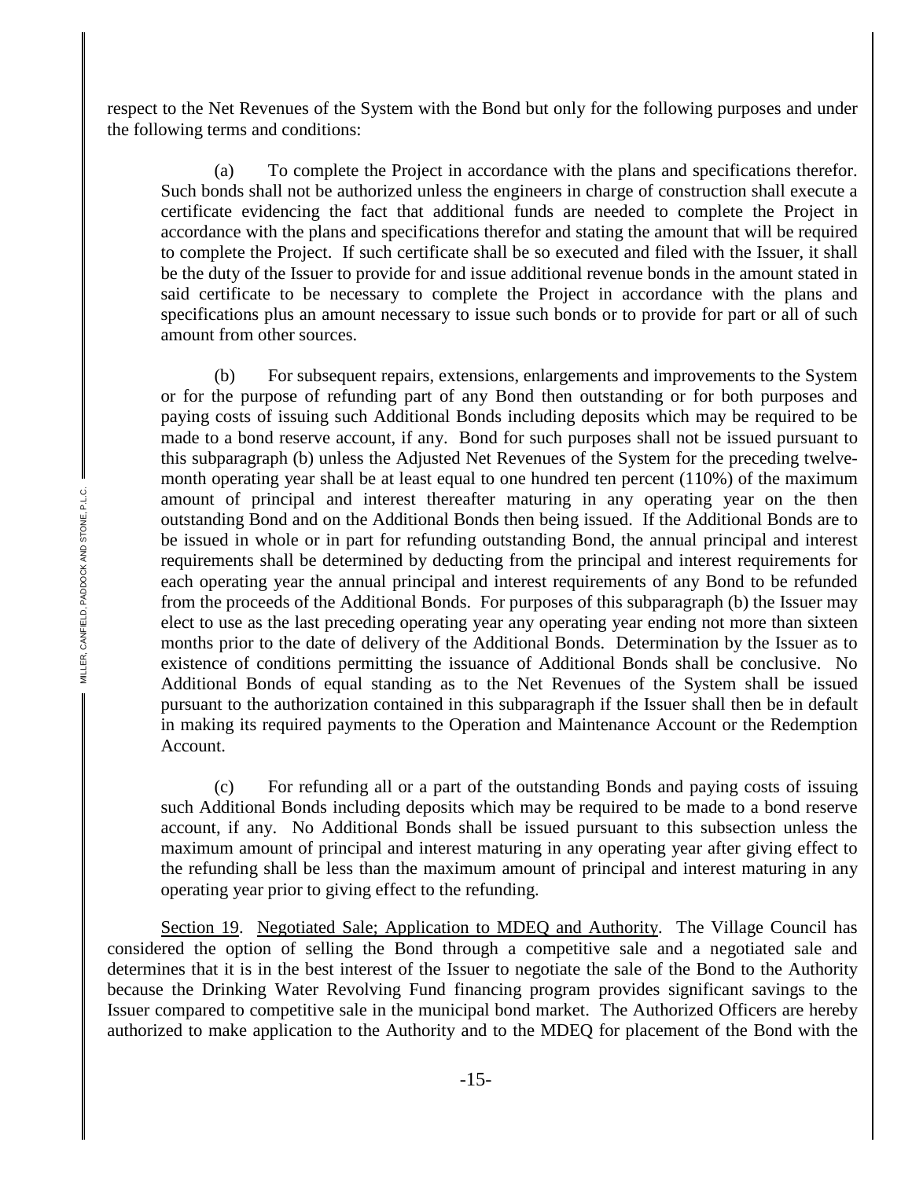respect to the Net Revenues of the System with the Bond but only for the following purposes and under the following terms and conditions:

(a) To complete the Project in accordance with the plans and specifications therefor. Such bonds shall not be authorized unless the engineers in charge of construction shall execute a certificate evidencing the fact that additional funds are needed to complete the Project in accordance with the plans and specifications therefor and stating the amount that will be required to complete the Project. If such certificate shall be so executed and filed with the Issuer, it shall be the duty of the Issuer to provide for and issue additional revenue bonds in the amount stated in said certificate to be necessary to complete the Project in accordance with the plans and specifications plus an amount necessary to issue such bonds or to provide for part or all of such amount from other sources.

(b) For subsequent repairs, extensions, enlargements and improvements to the System or for the purpose of refunding part of any Bond then outstanding or for both purposes and paying costs of issuing such Additional Bonds including deposits which may be required to be made to a bond reserve account, if any. Bond for such purposes shall not be issued pursuant to this subparagraph (b) unless the Adjusted Net Revenues of the System for the preceding twelve-month operating year shall be at least equal to one hundred ten percent (110%) of the maximum amount of principal and interest thereafter maturing in any operating year on the then outstanding Bond and on the Additional Bonds then being issued. If the Additional Bonds are to be issued in whole or in part for refunding outstanding Bond, the annual principal and interest requirements shall be determined by deducting from the principal and interest requirements for each operating year the annual principal and interest requirements of any Bond to be refunded from the proceeds of the Additional Bonds. For purposes of this subparagraph (b) the Issuer may elect to use as the last preceding operating year any operating year ending not more than sixteen months prior to the date of delivery of the Additional Bonds. Determination by the Issuer as to existence of conditions permitting the issuance of Additional Bonds shall be conclusive. No Additional Bonds of equal standing as to the Net Revenues of the System shall be issued pursuant to the authorization contained in this subparagraph if the Issuer shall then be in default in making its required payments to the Operation and Maintenance Account or the Redemption Account.

(c) For refunding all or a part of the outstanding Bonds and paying costs of issuing such Additional Bonds including deposits which may be required to be made to a bond reserve account, if any. No Additional Bonds shall be issued pursuant to this subsection unless the maximum amount of principal and interest maturing in any operating year after giving effect to the refunding shall be less than the maximum amount of principal and interest maturing in any operating year prior to giving effect to the refunding.

Section 19. Negotiated Sale; Application to MDEQ and Authority. The Village Council has considered the option of selling the Bond through a competitive sale and a negotiated sale and determines that it is in the best interest of the Issuer to negotiate the sale of the Bond to the Authority because the Drinking Water Revolving Fund financing program provides significant savings to the Issuer compared to competitive sale in the municipal bond market. The Authorized Officers are hereby authorized to make application to the Authority and to the MDEQ for placement of the Bond with the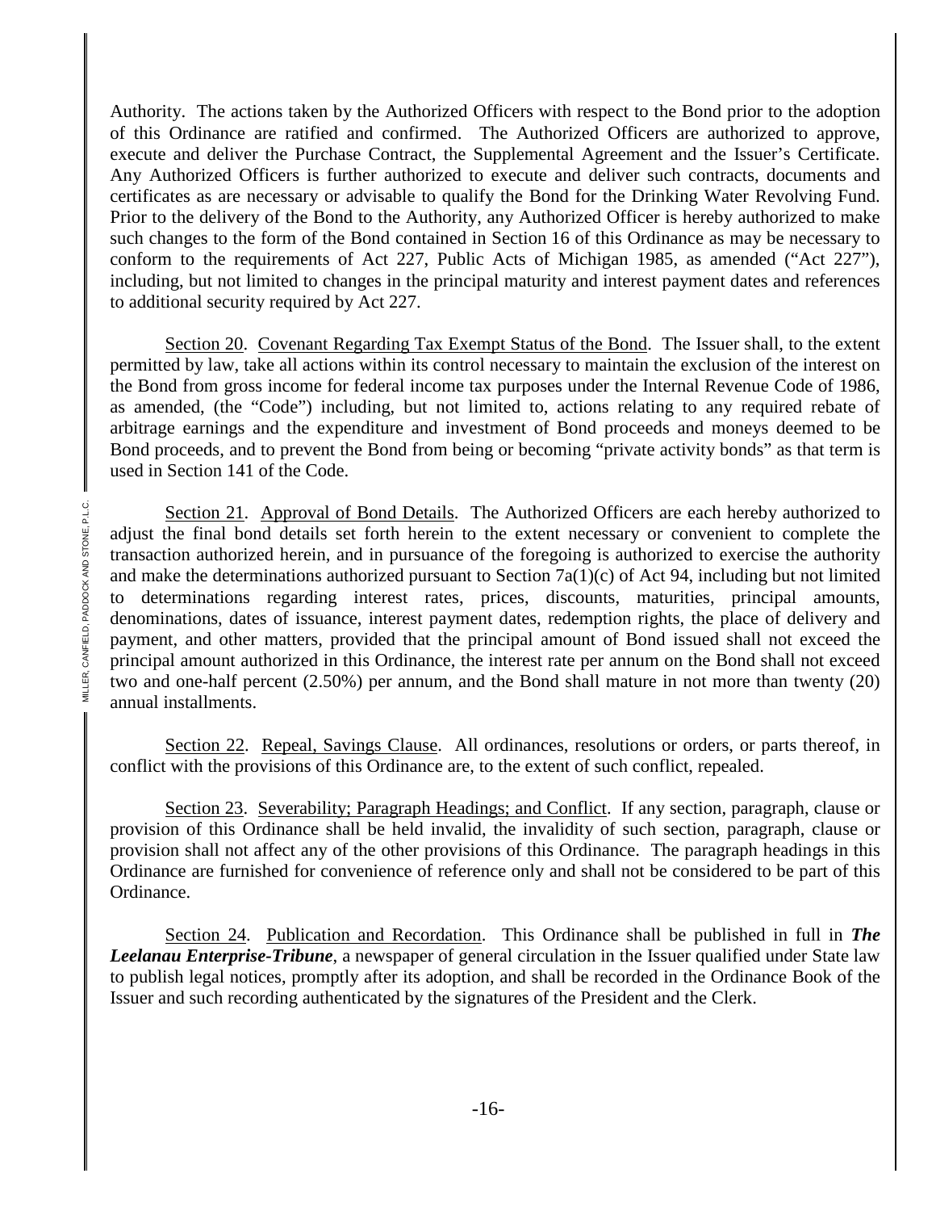Authority. The actions taken by the Authorized Officers with respect to the Bond prior to the adoption of this Ordinance are ratified and confirmed. The Authorized Officers are authorized to approve, execute and deliver the Purchase Contract, the Supplemental Agreement and the Issuer's Certificate. Any Authorized Officers is further authorized to execute and deliver such contracts, documents and certificates as are necessary or advisable to qualify the Bond for the Drinking Water Revolving Fund. Prior to the delivery of the Bond to the Authority, any Authorized Officer is hereby authorized to make such changes to the form of the Bond contained in Section 16 of this Ordinance as may be necessary to conform to the requirements of Act 227, Public Acts of Michigan 1985, as amended ("Act 227"), including, but not limited to changes in the principal maturity and interest payment dates and references to additional security required by Act 227.

Section 20. Covenant Regarding Tax Exempt Status of the Bond. The Issuer shall, to the extent permitted by law, take all actions within its control necessary to maintain the exclusion of the interest on the Bond from gross income for federal income tax purposes under the Internal Revenue Code of 1986, as amended, (the "Code") including, but not limited to, actions relating to any required rebate of arbitrage earnings and the expenditure and investment of Bond proceeds and moneys deemed to be Bond proceeds, and to prevent the Bond from being or becoming "private activity bonds" as that term is used in Section 141 of the Code.

Section 21. Approval of Bond Details. The Authorized Officers are each hereby authorized to adjust the final bond details set forth herein to the extent necessary or convenient to complete the transaction authorized herein, and in pursuance of the foregoing is authorized to exercise the authority and make the determinations authorized pursuant to Section 7a(1)(c) of Act 94, including but not limited to determinations regarding interest rates, prices, discounts, maturities, principal amounts, denominations, dates of issuance, interest payment dates, redemption rights, the place of delivery and payment, and other matters, provided that the principal amount of Bond issued shall not exceed the principal amount authorized in this Ordinance, the interest rate per annum on the Bond shall not exceed two and one-half percent (2.50%) per annum, and the Bond shall mature in not more than twenty (20) annual installments.

Section 22. Repeal, Savings Clause. All ordinances, resolutions or orders, or parts thereof, in conflict with the provisions of this Ordinance are, to the extent of such conflict, repealed.

Section 23. Severability; Paragraph Headings; and Conflict. If any section, paragraph, clause or provision of this Ordinance shall be held invalid, the invalidity of such section, paragraph, clause or provision shall not affect any of the other provisions of this Ordinance. The paragraph headings in this Ordinance are furnished for convenience of reference only and shall not be considered to be part of this Ordinance.

Section 24. Publication and Recordation. This Ordinance shall be published in full in ***The Leelanau Enterprise-Tribune***, a newspaper of general circulation in the Issuer qualified under State law to publish legal notices, promptly after its adoption, and shall be recorded in the Ordinance Book of the Issuer and such recording authenticated by the signatures of the President and the Clerk.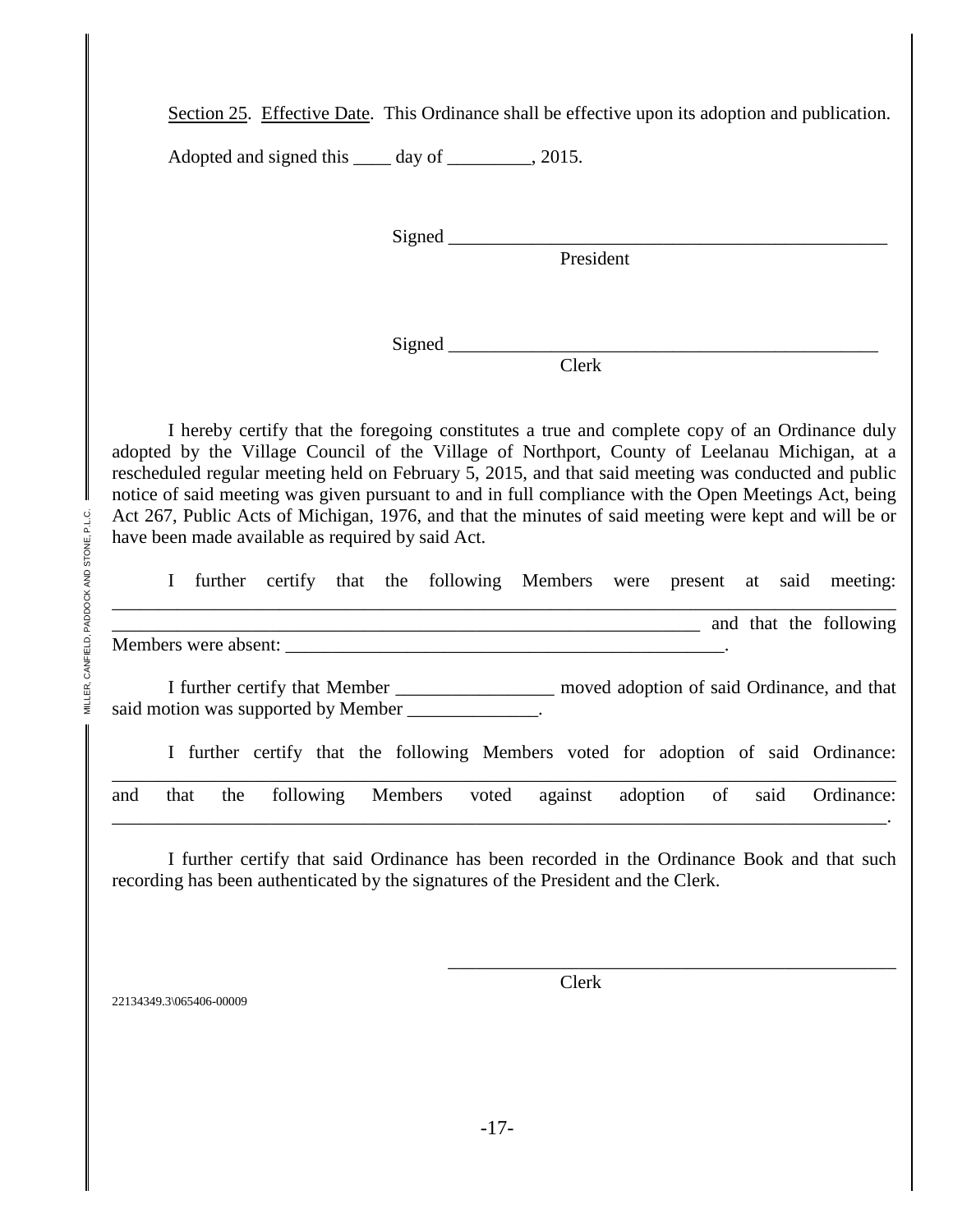Section 25. Effective Date. This Ordinance shall be effective upon its adoption and publication.

Adopted and signed this ____ day of _________, 2015.

Signed _________________________________________________
President

Signed ______________________________________________
Clerk

I hereby certify that the foregoing constitutes a true and complete copy of an Ordinance duly adopted by the Village Council of the Village of Northport, County of Leelanau Michigan, at a rescheduled regular meeting held on February 5, 2015, and that said meeting was conducted and public notice of said meeting was given pursuant to and in full compliance with the Open Meetings Act, being Act 267, Public Acts of Michigan, 1976, and that the minutes of said meeting were kept and will be or have been made available as required by said Act.

I further certify that the following Members were present at said meeting: _______________________________________________________________________________ ________________________________________________________________ and that the following Members were absent: ______________________________________________.

I further certify that Member _________________ moved adoption of said Ordinance, and that said motion was supported by Member ______________.

I further certify that the following Members voted for adoption of said Ordinance: _______________________________________________________________________________ and that the following Members voted against adoption of said Ordinance: _______________________________________________________________________________.

I further certify that said Ordinance has been recorded in the Ordinance Book and that such recording has been authenticated by the signatures of the President and the Clerk.

_________________________________________________
Clerk

22134349.3\065406-00009